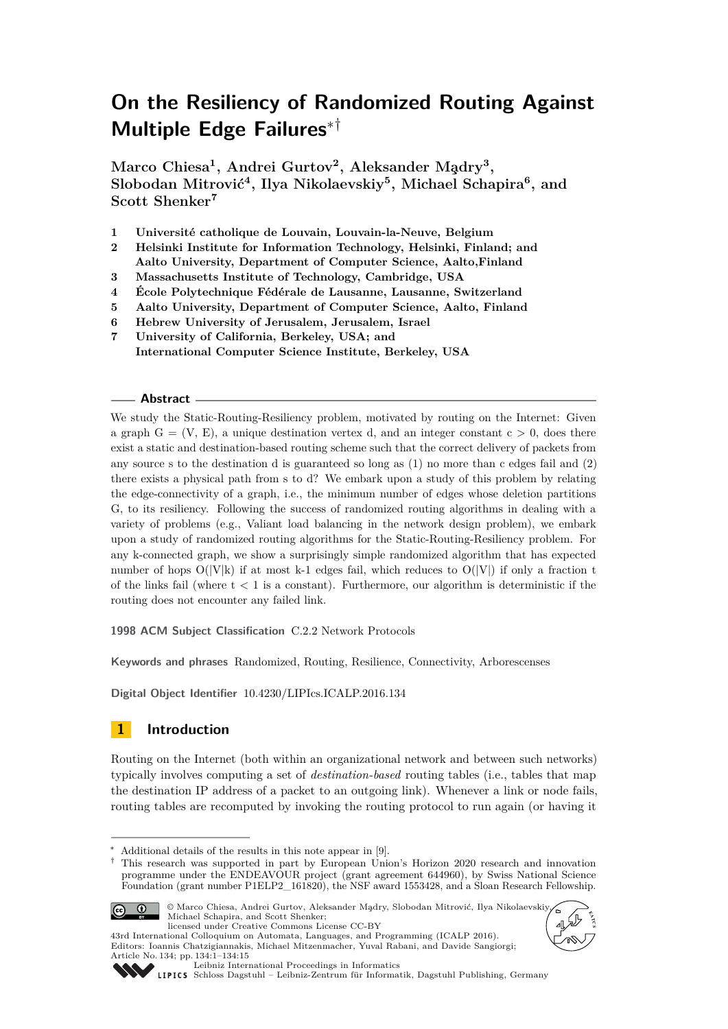# On the Resiliency of Randomized Routing Against Multiple Edge Failures[*][†]

**Marco Chiesa[1], Andrei Gurtov[2], Aleksander Mądry[3], Slobodan Mitrović[4], Ilya Nikolaevskiy[5], Michael Schapira[6], and Scott Shenker[7]**

1. **Université catholique de Louvain, Louvain-la-Neuve, Belgium**
2. **Helsinki Institute for Information Technology, Helsinki, Finland; and Aalto University, Department of Computer Science, Aalto,Finland**
3. **Massachusetts Institute of Technology, Cambridge, USA**
4. **École Polytechnique Fédérale de Lausanne, Lausanne, Switzerland**
5. **Aalto University, Department of Computer Science, Aalto, Finland**
6. **Hebrew University of Jerusalem, Jerusalem, Israel**
7. **University of California, Berkeley, USA; and International Computer Science Institute, Berkeley, USA**

## Abstract

We study the Static-Routing-Resiliency problem, motivated by routing on the Internet: Given a graph G = (V, E), a unique destination vertex d, and an integer constant c > 0, does there exist a static and destination-based routing scheme such that the correct delivery of packets from any source s to the destination d is guaranteed so long as (1) no more than c edges fail and (2) there exists a physical path from s to d? We embark upon a study of this problem by relating the edge-connectivity of a graph, i.e., the minimum number of edges whose deletion partitions G, to its resiliency. Following the success of randomized routing algorithms in dealing with a variety of problems (e.g., Valiant load balancing in the network design problem), we embark upon a study of randomized routing algorithms for the Static-Routing-Resiliency problem. For any k-connected graph, we show a surprisingly simple randomized algorithm that has expected number of hops O(|V|k) if at most k-1 edges fail, which reduces to O(|V|) if only a fraction t of the links fail (where t < 1 is a constant). Furthermore, our algorithm is deterministic if the routing does not encounter any failed link.

**1998 ACM Subject Classification** C.2.2 Network Protocols

**Keywords and phrases** Randomized, Routing, Resilience, Connectivity, Arborescenses

**Digital Object Identifier** 10.4230/LIPIcs.ICALP.2016.134

## 1 Introduction

Routing on the Internet (both within an organizational network and between such networks) typically involves computing a set of *destination-based* routing tables (i.e., tables that map the destination IP address of a packet to an outgoing link). Whenever a link or node fails, routing tables are recomputed by invoking the routing protocol to run again (or having it

---

[*] Additional details of the results in this note appear in [9].

[†] This research was supported in part by European Union's Horizon 2020 research and innovation programme under the ENDEAVOUR project (grant agreement 644960), by Swiss National Science Foundation (grant number P1ELP2_161820), the NSF award 1553428, and a Sloan Research Fellowship.

© Marco Chiesa, Andrei Gurtov, Aleksander Mądry, Slobodan Mitrović, Ilya Nikolaevskiy, Michael Schapira, and Scott Shenker; licensed under Creative Commons License CC-BY

43rd International Colloquium on Automata, Languages, and Programming (ICALP 2016). Editors: Ioannis Chatzigiannakis, Michael Mitzenmacher, Yuval Rabani, and Davide Sangiorgi; Article No. 134; pp. 134:1–134:15

Leibniz International Proceedings in Informatics
LIPICS Schloss Dagstuhl – Leibniz-Zentrum für Informatik, Dagstuhl Publishing, Germany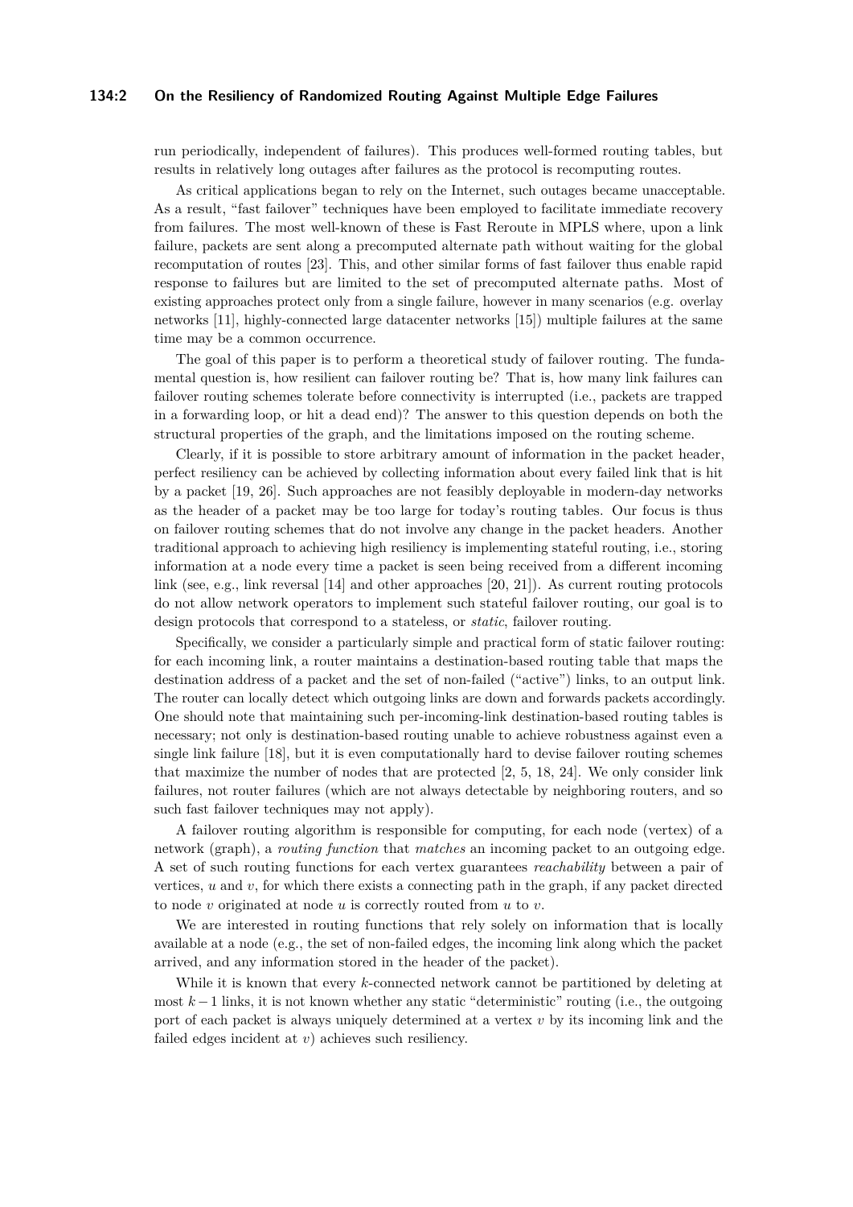run periodically, independent of failures). This produces well-formed routing tables, but results in relatively long outages after failures as the protocol is recomputing routes.

As critical applications began to rely on the Internet, such outages became unacceptable. As a result, "fast failover" techniques have been employed to facilitate immediate recovery from failures. The most well-known of these is Fast Reroute in MPLS where, upon a link failure, packets are sent along a precomputed alternate path without waiting for the global recomputation of routes [23]. This, and other similar forms of fast failover thus enable rapid response to failures but are limited to the set of precomputed alternate paths. Most of existing approaches protect only from a single failure, however in many scenarios (e.g. overlay networks [11], highly-connected large datacenter networks [15]) multiple failures at the same time may be a common occurrence.

The goal of this paper is to perform a theoretical study of failover routing. The fundamental question is, how resilient can failover routing be? That is, how many link failures can failover routing schemes tolerate before connectivity is interrupted (i.e., packets are trapped in a forwarding loop, or hit a dead end)? The answer to this question depends on both the structural properties of the graph, and the limitations imposed on the routing scheme.

Clearly, if it is possible to store arbitrary amount of information in the packet header, perfect resiliency can be achieved by collecting information about every failed link that is hit by a packet [19, 26]. Such approaches are not feasibly deployable in modern-day networks as the header of a packet may be too large for today's routing tables. Our focus is thus on failover routing schemes that do not involve any change in the packet headers. Another traditional approach to achieving high resiliency is implementing stateful routing, i.e., storing information at a node every time a packet is seen being received from a different incoming link (see, e.g., link reversal [14] and other approaches [20, 21]). As current routing protocols do not allow network operators to implement such stateful failover routing, our goal is to design protocols that correspond to a stateless, or *static*, failover routing.

Specifically, we consider a particularly simple and practical form of static failover routing: for each incoming link, a router maintains a destination-based routing table that maps the destination address of a packet and the set of non-failed ("active") links, to an output link. The router can locally detect which outgoing links are down and forwards packets accordingly. One should note that maintaining such per-incoming-link destination-based routing tables is necessary; not only is destination-based routing unable to achieve robustness against even a single link failure [18], but it is even computationally hard to devise failover routing schemes that maximize the number of nodes that are protected [2, 5, 18, 24]. We only consider link failures, not router failures (which are not always detectable by neighboring routers, and so such fast failover techniques may not apply).

A failover routing algorithm is responsible for computing, for each node (vertex) of a network (graph), a *routing function* that *matches* an incoming packet to an outgoing edge. A set of such routing functions for each vertex guarantees *reachability* between a pair of vertices, $u$ and $v$, for which there exists a connecting path in the graph, if any packet directed to node $v$ originated at node $u$ is correctly routed from $u$ to $v$.

We are interested in routing functions that rely solely on information that is locally available at a node (e.g., the set of non-failed edges, the incoming link along which the packet arrived, and any information stored in the header of the packet).

While it is known that every $k$-connected network cannot be partitioned by deleting at most $k-1$ links, it is not known whether any static "deterministic" routing (i.e., the outgoing port of each packet is always uniquely determined at a vertex $v$ by its incoming link and the failed edges incident at $v$) achieves such resiliency.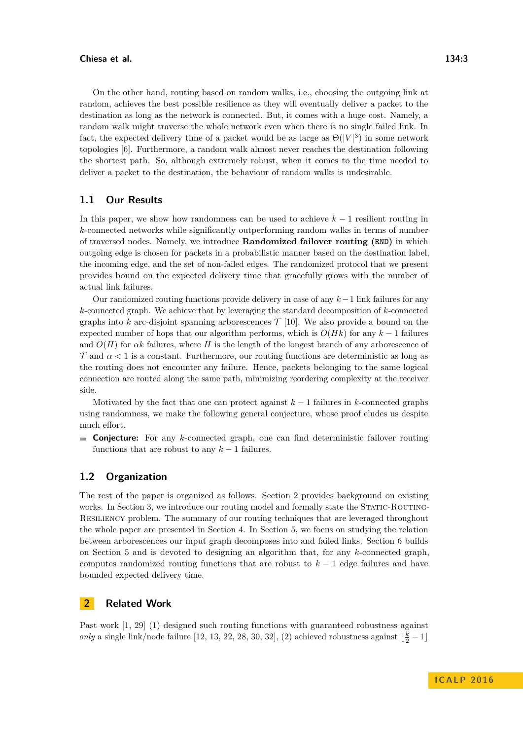On the other hand, routing based on random walks, i.e., choosing the outgoing link at random, achieves the best possible resilience as they will eventually deliver a packet to the destination as long as the network is connected. But, it comes with a huge cost. Namely, a random walk might traverse the whole network even when there is no single failed link. In fact, the expected delivery time of a packet would be as large as $\Theta(|V|^3)$ in some network topologies [6]. Furthermore, a random walk almost never reaches the destination following the shortest path. So, although extremely robust, when it comes to the time needed to deliver a packet to the destination, the behaviour of random walks is undesirable.

## 1.1 Our Results

In this paper, we show how randomness can be used to achieve $k-1$ resilient routing in $k$-connected networks while significantly outperforming random walks in terms of number of traversed nodes. Namely, we introduce **Randomized failover routing (RND)** in which outgoing edge is chosen for packets in a probabilistic manner based on the destination label, the incoming edge, and the set of non-failed edges. The randomized protocol that we present provides bound on the expected delivery time that gracefully grows with the number of actual link failures.

Our randomized routing functions provide delivery in case of any $k-1$ link failures for any $k$-connected graph. We achieve that by leveraging the standard decomposition of $k$-connected graphs into $k$ arc-disjoint spanning arborescences $\mathcal{T}$ [10]. We also provide a bound on the expected number of hops that our algorithm performs, which is $O(Hk)$ for any $k-1$ failures and $O(H)$ for $\alpha k$ failures, where $H$ is the length of the longest branch of any arborescence of $\mathcal{T}$ and $\alpha < 1$ is a constant. Furthermore, our routing functions are deterministic as long as the routing does not encounter any failure. Hence, packets belonging to the same logical connection are routed along the same path, minimizing reordering complexity at the receiver side.

Motivated by the fact that one can protect against $k-1$ failures in $k$-connected graphs using randomness, we make the following general conjecture, whose proof eludes us despite much effort.

- **Conjecture:** For any $k$-connected graph, one can find deterministic failover routing functions that are robust to any $k-1$ failures.

## 1.2 Organization

The rest of the paper is organized as follows. Section 2 provides background on existing works. In Section 3, we introduce our routing model and formally state the STATIC-ROUTING-RESILIENCY problem. The summary of our routing techniques that are leveraged throughout the whole paper are presented in Section 4. In Section 5, we focus on studying the relation between arborescences our input graph decomposes into and failed links. Section 6 builds on Section 5 and is devoted to designing an algorithm that, for any $k$-connected graph, computes randomized routing functions that are robust to $k-1$ edge failures and have bounded expected delivery time.

# 2 Related Work

Past work [1, 29] (1) designed such routing functions with guaranteed robustness against *only* a single link/node failure [12, 13, 22, 28, 30, 32], (2) achieved robustness against $\lfloor \frac{k}{2} - 1 \rfloor$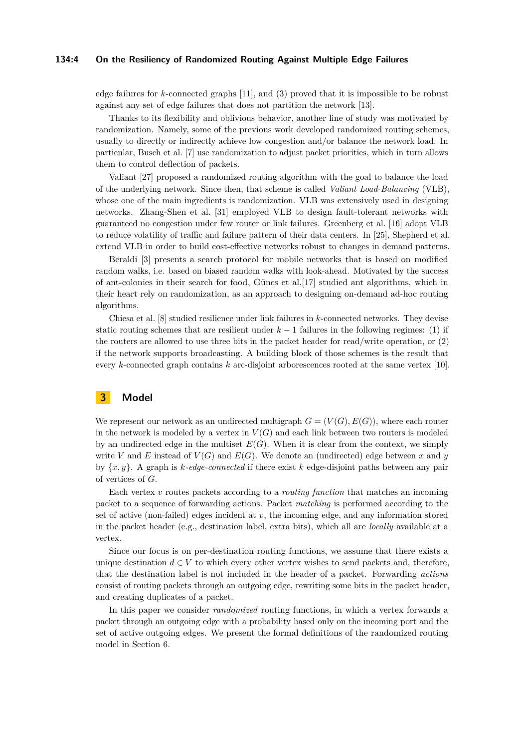edge failures for $k$-connected graphs [11], and (3) proved that it is impossible to be robust against any set of edge failures that does not partition the network [13].

Thanks to its flexibility and oblivious behavior, another line of study was motivated by randomization. Namely, some of the previous work developed randomized routing schemes, usually to directly or indirectly achieve low congestion and/or balance the network load. In particular, Busch et al. [7] use randomization to adjust packet priorities, which in turn allows them to control deflection of packets.

Valiant [27] proposed a randomized routing algorithm with the goal to balance the load of the underlying network. Since then, that scheme is called *Valiant Load-Balancing* (VLB), whose one of the main ingredients is randomization. VLB was extensively used in designing networks. Zhang-Shen et al. [31] employed VLB to design fault-tolerant networks with guaranteed no congestion under few router or link failures. Greenberg et al. [16] adopt VLB to reduce volatility of traffic and failure pattern of their data centers. In [25], Shepherd et al. extend VLB in order to build cost-effective networks robust to changes in demand patterns.

Beraldi [3] presents a search protocol for mobile networks that is based on modified random walks, i.e. based on biased random walks with look-ahead. Motivated by the success of ant-colonies in their search for food, Günes et al.[17] studied ant algorithms, which in their heart rely on randomization, as an approach to designing on-demand ad-hoc routing algorithms.

Chiesa et al. [8] studied resilience under link failures in $k$-connected networks. They devise static routing schemes that are resilient under $k-1$ failures in the following regimes: (1) if the routers are allowed to use three bits in the packet header for read/write operation, or (2) if the network supports broadcasting. A building block of those schemes is the result that every $k$-connected graph contains $k$ arc-disjoint arborescences rooted at the same vertex [10].

# 3 Model

We represent our network as an undirected multigraph $G = (V(G), E(G))$, where each router in the network is modeled by a vertex in $V(G)$ and each link between two routers is modeled by an undirected edge in the multiset $E(G)$. When it is clear from the context, we simply write $V$ and $E$ instead of $V(G)$ and $E(G)$. We denote an (undirected) edge between $x$ and $y$ by $\{x, y\}$. A graph is *$k$-edge-connected* if there exist $k$ edge-disjoint paths between any pair of vertices of $G$.

Each vertex $v$ routes packets according to a *routing function* that matches an incoming packet to a sequence of forwarding actions. Packet *matching* is performed according to the set of active (non-failed) edges incident at $v$, the incoming edge, and any information stored in the packet header (e.g., destination label, extra bits), which all are *locally* available at a vertex.

Since our focus is on per-destination routing functions, we assume that there exists a unique destination $d \in V$ to which every other vertex wishes to send packets and, therefore, that the destination label is not included in the header of a packet. Forwarding *actions* consist of routing packets through an outgoing edge, rewriting some bits in the packet header, and creating duplicates of a packet.

In this paper we consider *randomized* routing functions, in which a vertex forwards a packet through an outgoing edge with a probability based only on the incoming port and the set of active outgoing edges. We present the formal definitions of the randomized routing model in Section 6.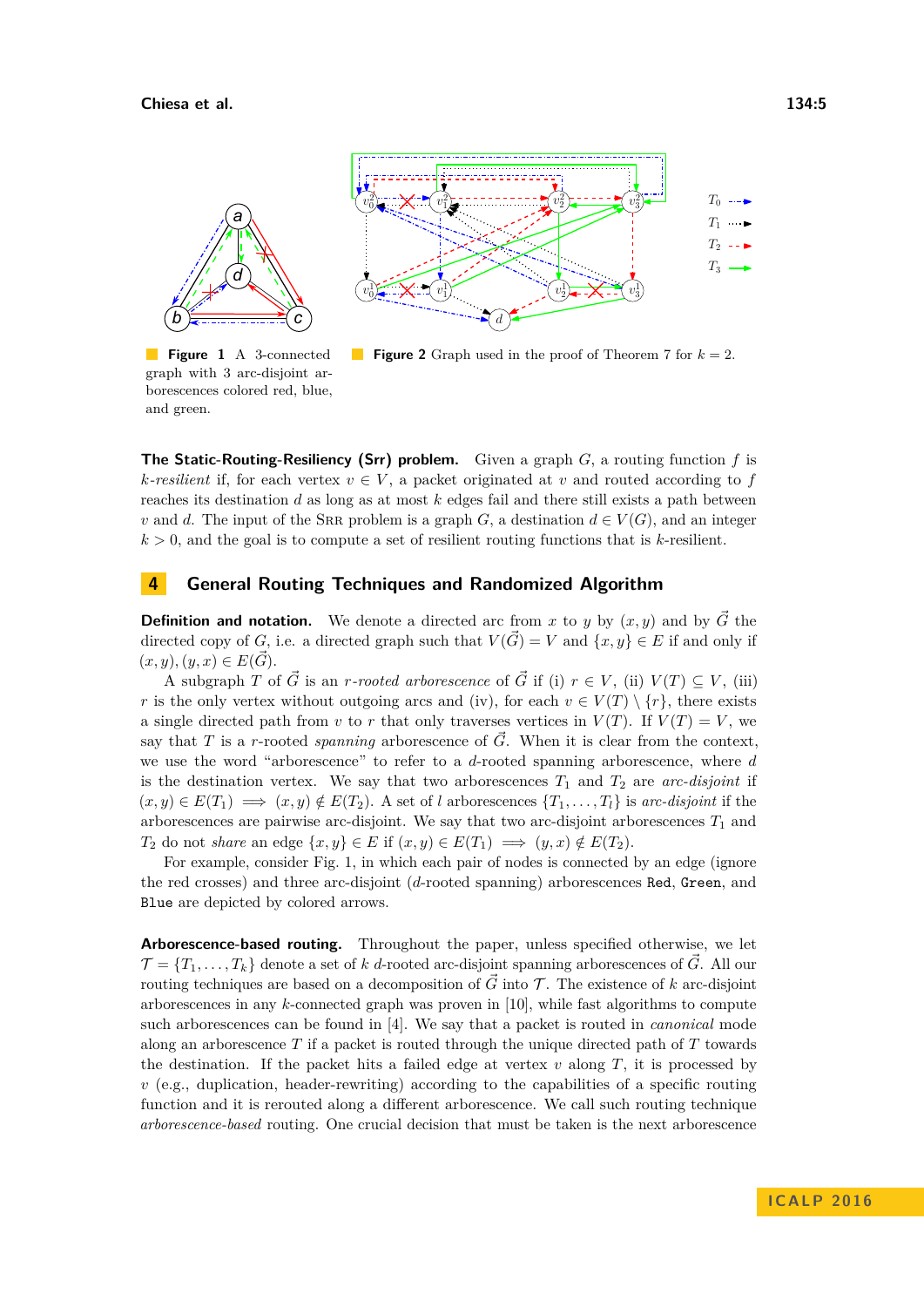**Figure 1** A 3-connected graph with 3 arc-disjoint arborescences colored red, blue, and green.

**Figure 2** Graph used in the proof of Theorem 7 for $k = 2$.

**The Static-Routing-Resiliency (Srr) problem.** Given a graph $G$, a routing function $f$ is *$k$-resilient* if, for each vertex $v \in V$, a packet originated at $v$ and routed according to $f$ reaches its destination $d$ as long as at most $k$ edges fail and there still exists a path between $v$ and $d$. The input of the SRR problem is a graph $G$, a destination $d \in V(G)$, and an integer $k > 0$, and the goal is to compute a set of resilient routing functions that is $k$-resilient.

## 4 General Routing Techniques and Randomized Algorithm

**Definition and notation.** We denote a directed arc from $x$ to $y$ by $(x, y)$ and by $\vec{G}$ the directed copy of $G$, i.e. a directed graph such that $V(\vec{G}) = V$ and $\{x, y\} \in E$ if and only if $(x, y), (y, x) \in E(\vec{G})$.

A subgraph $T$ of $\vec{G}$ is an *$r$-rooted arborescence* of $\vec{G}$ if (i) $r \in V$, (ii) $V(T) \subseteq V$, (iii) $r$ is the only vertex without outgoing arcs and (iv), for each $v \in V(T) \setminus \{r\}$, there exists a single directed path from $v$ to $r$ that only traverses vertices in $V(T)$. If $V(T) = V$, we say that $T$ is a $r$-rooted *spanning* arborescence of $\vec{G}$. When it is clear from the context, we use the word "arborescence" to refer to a $d$-rooted spanning arborescence, where $d$ is the destination vertex. We say that two arborescences $T_1$ and $T_2$ are *arc-disjoint* if $(x, y) \in E(T_1) \implies (x, y) \notin E(T_2)$. A set of $l$ arborescences $\{T_1, \ldots, T_l\}$ is *arc-disjoint* if the arborescences are pairwise arc-disjoint. We say that two arc-disjoint arborescences $T_1$ and $T_2$ do not *share* an edge $\{x, y\} \in E$ if $(x, y) \in E(T_1) \implies (y, x) \notin E(T_2)$.

For example, consider Fig. 1, in which each pair of nodes is connected by an edge (ignore the red crosses) and three arc-disjoint ($d$-rooted spanning) arborescences `Red`, `Green`, and `Blue` are depicted by colored arrows.

**Arborescence-based routing.** Throughout the paper, unless specified otherwise, we let $\mathcal{T} = \{T_1, \ldots, T_k\}$ denote a set of $k$ $d$-rooted arc-disjoint spanning arborescences of $\vec{G}$. All our routing techniques are based on a decomposition of $\vec{G}$ into $\mathcal{T}$. The existence of $k$ arc-disjoint arborescences in any $k$-connected graph was proven in [10], while fast algorithms to compute such arborescences can be found in [4]. We say that a packet is routed in *canonical* mode along an arborescence $T$ if a packet is routed through the unique directed path of $T$ towards the destination. If the packet hits a failed edge at vertex $v$ along $T$, it is processed by $v$ (e.g., duplication, header-rewriting) according to the capabilities of a specific routing function and it is rerouted along a different arborescence. We call such routing technique *arborescence-based* routing. One crucial decision that must be taken is the next arborescence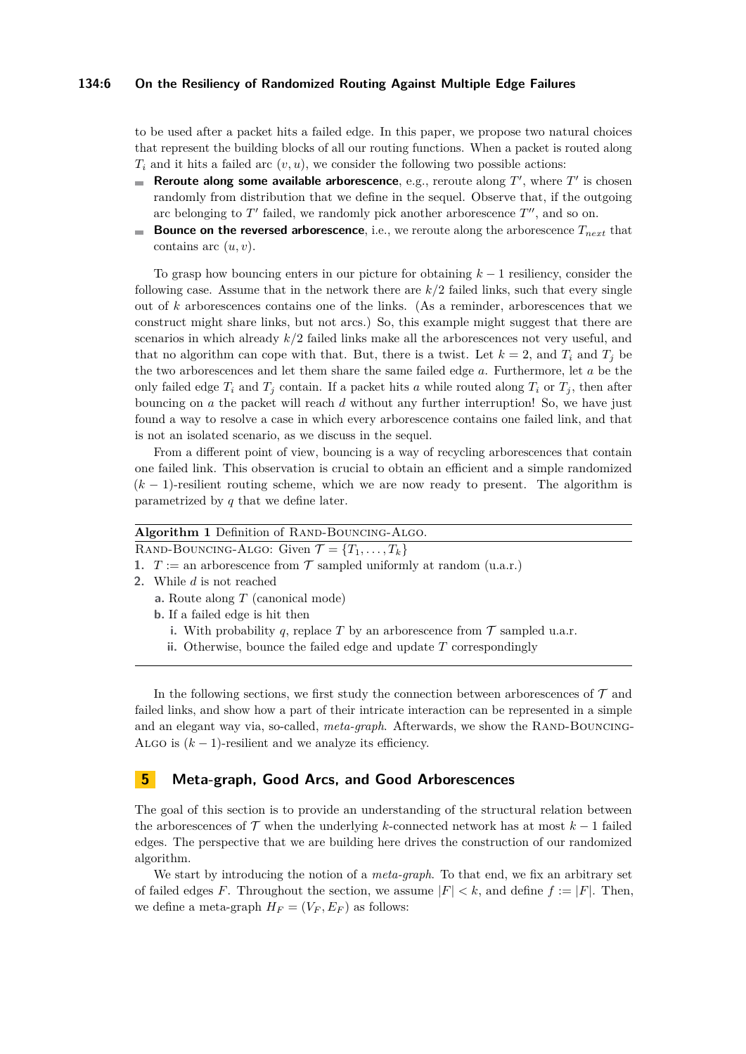to be used after a packet hits a failed edge. In this paper, we propose two natural choices that represent the building blocks of all our routing functions. When a packet is routed along $T_i$ and it hits a failed arc $(v, u)$, we consider the following two possible actions:

- **Reroute along some available arborescence**, e.g., reroute along $T'$, where $T'$ is chosen randomly from distribution that we define in the sequel. Observe that, if the outgoing arc belonging to $T'$ failed, we randomly pick another arborescence $T''$, and so on.
- **Bounce on the reversed arborescence**, i.e., we reroute along the arborescence $T_{next}$ that contains arc $(u, v)$.

To grasp how bouncing enters in our picture for obtaining $k-1$ resiliency, consider the following case. Assume that in the network there are $k/2$ failed links, such that every single out of $k$ arborescences contains one of the links. (As a reminder, arborescences that we construct might share links, but not arcs.) So, this example might suggest that there are scenarios in which already $k/2$ failed links make all the arborescences not very useful, and that no algorithm can cope with that. But, there is a twist. Let $k = 2$, and $T_i$ and $T_j$ be the two arborescences and let them share the same failed edge $a$. Furthermore, let $a$ be the only failed edge $T_i$ and $T_j$ contain. If a packet hits $a$ while routed along $T_i$ or $T_j$, then after bouncing on $a$ the packet will reach $d$ without any further interruption! So, we have just found a way to resolve a case in which every arborescence contains one failed link, and that is not an isolated scenario, as we discuss in the sequel.

From a different point of view, bouncing is a way of recycling arborescences that contain one failed link. This observation is crucial to obtain an efficient and a simple randomized $(k-1)$-resilient routing scheme, which we are now ready to present. The algorithm is parametrized by $q$ that we define later.

---

**Algorithm 1** Definition of RAND-BOUNCING-ALGO.

RAND-BOUNCING-ALGO: Given $\mathcal{T} = \{T_1, \ldots, T_k\}$

1. $T :=$ an arborescence from $\mathcal{T}$ sampled uniformly at random (u.a.r.)
2. While $d$ is not reached
   - **a.** Route along $T$ (canonical mode)
   - **b.** If a failed edge is hit then
     - **i.** With probability $q$, replace $T$ by an arborescence from $\mathcal{T}$ sampled u.a.r.
     - **ii.** Otherwise, bounce the failed edge and update $T$ correspondingly

---

In the following sections, we first study the connection between arborescences of $\mathcal{T}$ and failed links, and show how a part of their intricate interaction can be represented in a simple and an elegant way via, so-called, *meta-graph*. Afterwards, we show the RAND-BOUNCING-ALGO is $(k-1)$-resilient and we analyze its efficiency.

## 5 Meta-graph, Good Arcs, and Good Arborescences

The goal of this section is to provide an understanding of the structural relation between the arborescences of $\mathcal{T}$ when the underlying $k$-connected network has at most $k-1$ failed edges. The perspective that we are building here drives the construction of our randomized algorithm.

We start by introducing the notion of a *meta-graph*. To that end, we fix an arbitrary set of failed edges $F$. Throughout the section, we assume $|F| < k$, and define $f := |F|$. Then, we define a meta-graph $H_F = (V_F, E_F)$ as follows: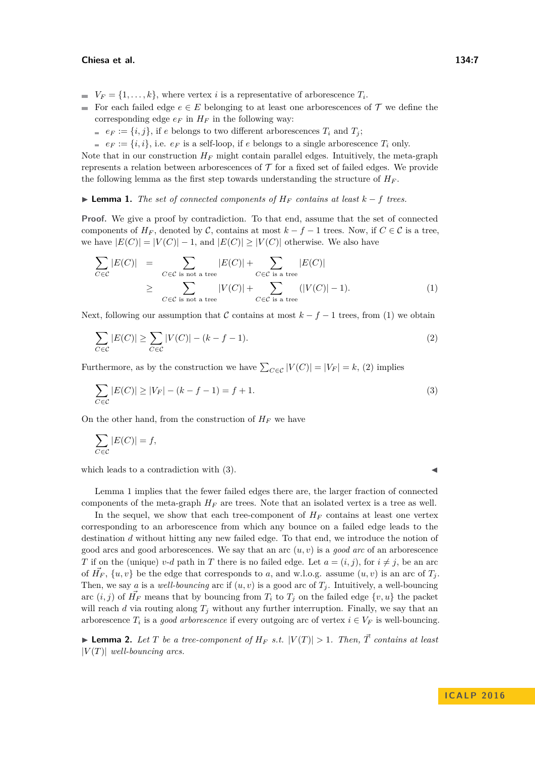- $V_F = \{1, \ldots, k\}$, where vertex $i$ is a representative of arborescence $T_i$.
- For each failed edge $e \in E$ belonging to at least one arborescences of $\mathcal{T}$ we define the corresponding edge $e_F$ in $H_F$ in the following way:
  - $e_F := \{i, j\}$, if $e$ belongs to two different arborescences $T_i$ and $T_j$;
  - $e_F := \{i, i\}$, i.e. $e_F$ is a self-loop, if $e$ belongs to a single arborescence $T_i$ only.

Note that in our construction $H_F$ might contain parallel edges. Intuitively, the meta-graph represents a relation between arborescences of $\mathcal{T}$ for a fixed set of failed edges. We provide the following lemma as the first step towards understanding the structure of $H_F$.

▶ **Lemma 1.** *The set of connected components of $H_F$ contains at least $k - f$ trees.*

**Proof.** We give a proof by contradiction. To that end, assume that the set of connected components of $H_F$, denoted by $\mathcal{C}$, contains at most $k - f - 1$ trees. Now, if $C \in \mathcal{C}$ is a tree, we have $|E(C)| = |V(C)| - 1$, and $|E(C)| \geq |V(C)|$ otherwise. We also have

$$\begin{aligned}
\sum_{C \in \mathcal{C}} |E(C)| &= \sum_{C \in \mathcal{C} \text{ is not a tree}} |E(C)| + \sum_{C \in \mathcal{C} \text{ is a tree}} |E(C)| \\
&\geq \sum_{C \in \mathcal{C} \text{ is not a tree}} |V(C)| + \sum_{C \in \mathcal{C} \text{ is a tree}} (|V(C)| - 1). \qquad (1)
\end{aligned}$$

Next, following our assumption that $\mathcal{C}$ contains at most $k - f - 1$ trees, from (1) we obtain

$$\sum_{C \in \mathcal{C}} |E(C)| \geq \sum_{C \in \mathcal{C}} |V(C)| - (k - f - 1). \qquad (2)$$

Furthermore, as by the construction we have $\sum_{C \in \mathcal{C}} |V(C)| = |V_F| = k$, (2) implies

$$\sum_{C \in \mathcal{C}} |E(C)| \geq |V_F| - (k - f - 1) = f + 1. \qquad (3)$$

On the other hand, from the construction of $H_F$ we have

$$\sum_{C \in \mathcal{C}} |E(C)| = f,$$

which leads to a contradiction with (3). ◀

Lemma 1 implies that the fewer failed edges there are, the larger fraction of connected components of the meta-graph $H_F$ are trees. Note that an isolated vertex is a tree as well.

In the sequel, we show that each tree-component of $H_F$ contains at least one vertex corresponding to an arborescence from which any bounce on a failed edge leads to the destination $d$ without hitting any new failed edge. To that end, we introduce the notion of good arcs and good arborescences. We say that an arc $(u, v)$ is a *good arc* of an arborescence $T$ if on the (unique) $v$-$d$ path in $T$ there is no failed edge. Let $a = (i, j)$, for $i \neq j$, be an arc of $\vec{H_F}$, $\{u, v\}$ be the edge that corresponds to $a$, and w.l.o.g. assume $(u, v)$ is an arc of $T_j$. Then, we say $a$ is a *well-bouncing* arc if $(u, v)$ is a good arc of $T_j$. Intuitively, a well-bouncing arc $(i, j)$ of $\vec{H_F}$ means that by bouncing from $T_i$ to $T_j$ on the failed edge $\{v, u\}$ the packet will reach $d$ via routing along $T_j$ without any further interruption. Finally, we say that an arborescence $T_i$ is a *good arborescence* if every outgoing arc of vertex $i \in V_F$ is well-bouncing.

▶ **Lemma 2.** *Let $T$ be a tree-component of $H_F$ s.t. $|V(T)| > 1$. Then, $\vec{T}$ contains at least $|V(T)|$ well-bouncing arcs.*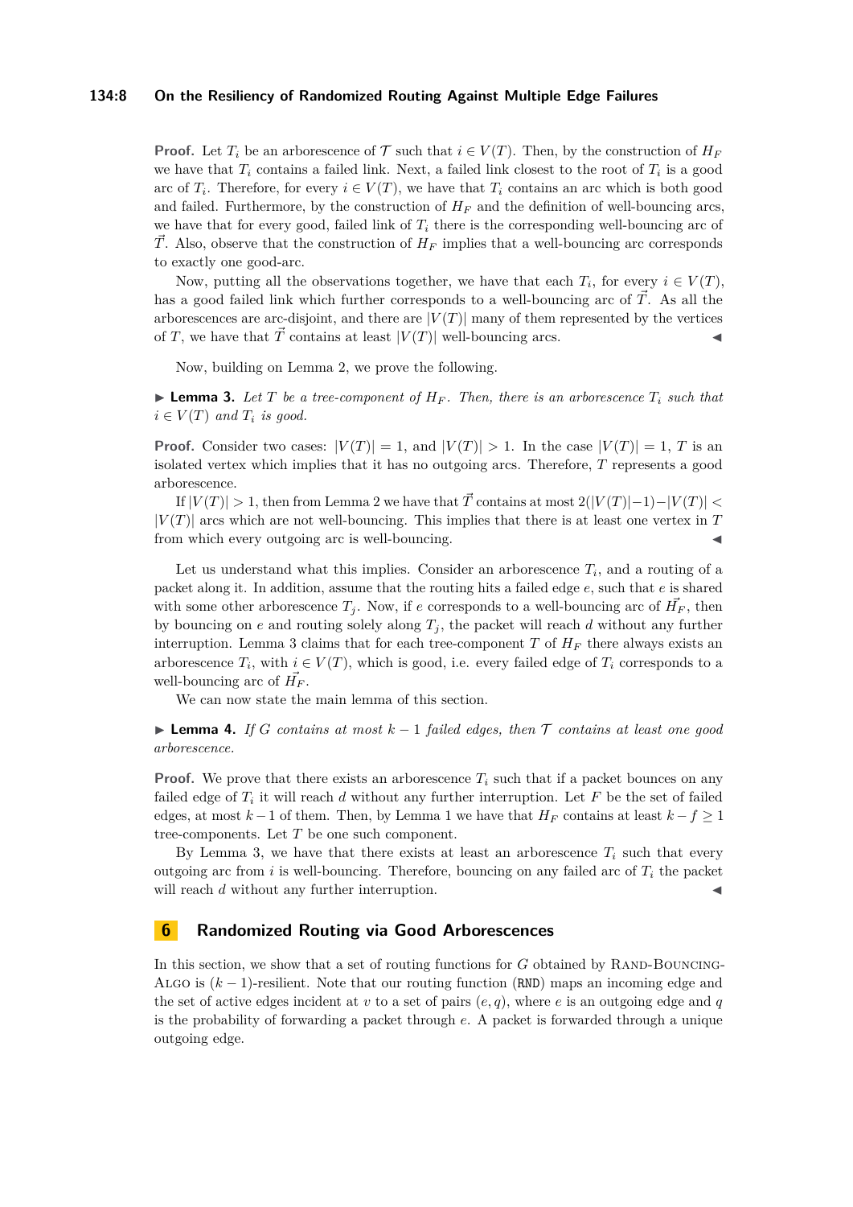**Proof.** Let $T_i$ be an arborescence of $\mathcal{T}$ such that $i \in V(T)$. Then, by the construction of $H_F$ we have that $T_i$ contains a failed link. Next, a failed link closest to the root of $T_i$ is a good arc of $T_i$. Therefore, for every $i \in V(T)$, we have that $T_i$ contains an arc which is both good and failed. Furthermore, by the construction of $H_F$ and the definition of well-bouncing arcs, we have that for every good, failed link of $T_i$ there is the corresponding well-bouncing arc of $\vec{T}$. Also, observe that the construction of $H_F$ implies that a well-bouncing arc corresponds to exactly one good-arc.

Now, putting all the observations together, we have that each $T_i$, for every $i \in V(T)$, has a good failed link which further corresponds to a well-bouncing arc of $\vec{T}$. As all the arborescences are arc-disjoint, and there are $|V(T)|$ many of them represented by the vertices of $T$, we have that $\vec{T}$ contains at least $|V(T)|$ well-bouncing arcs. ◀

Now, building on Lemma 2, we prove the following.

▶ **Lemma 3.** *Let $T$ be a tree-component of $H_F$. Then, there is an arborescence $T_i$ such that $i \in V(T)$ and $T_i$ is good.*

**Proof.** Consider two cases: $|V(T)| = 1$, and $|V(T)| > 1$. In the case $|V(T)| = 1$, $T$ is an isolated vertex which implies that it has no outgoing arcs. Therefore, $T$ represents a good arborescence.

If $|V(T)| > 1$, then from Lemma 2 we have that $\vec{T}$ contains at most $2(|V(T)|-1)-|V(T)| < |V(T)|$ arcs which are not well-bouncing. This implies that there is at least one vertex in $T$ from which every outgoing arc is well-bouncing. ◀

Let us understand what this implies. Consider an arborescence $T_i$, and a routing of a packet along it. In addition, assume that the routing hits a failed edge $e$, such that $e$ is shared with some other arborescence $T_j$. Now, if $e$ corresponds to a well-bouncing arc of $\vec{H_F}$, then by bouncing on $e$ and routing solely along $T_j$, the packet will reach $d$ without any further interruption. Lemma 3 claims that for each tree-component $T$ of $H_F$ there always exists an arborescence $T_i$, with $i \in V(T)$, which is good, i.e. every failed edge of $T_i$ corresponds to a well-bouncing arc of $\vec{H_F}$.

We can now state the main lemma of this section.

▶ **Lemma 4.** *If $G$ contains at most $k-1$ failed edges, then $\mathcal{T}$ contains at least one good arborescence.*

**Proof.** We prove that there exists an arborescence $T_i$ such that if a packet bounces on any failed edge of $T_i$ it will reach $d$ without any further interruption. Let $F$ be the set of failed edges, at most $k-1$ of them. Then, by Lemma 1 we have that $H_F$ contains at least $k - f \geq 1$ tree-components. Let $T$ be one such component.

By Lemma 3, we have that there exists at least an arborescence $T_i$ such that every outgoing arc from $i$ is well-bouncing. Therefore, bouncing on any failed arc of $T_i$ the packet will reach $d$ without any further interruption. ◀

## 6 Randomized Routing via Good Arborescences

In this section, we show that a set of routing functions for $G$ obtained by Rand-Bouncing-Algo is $(k-1)$-resilient. Note that our routing function (RND) maps an incoming edge and the set of active edges incident at $v$ to a set of pairs $(e, q)$, where $e$ is an outgoing edge and $q$ is the probability of forwarding a packet through $e$. A packet is forwarded through a unique outgoing edge.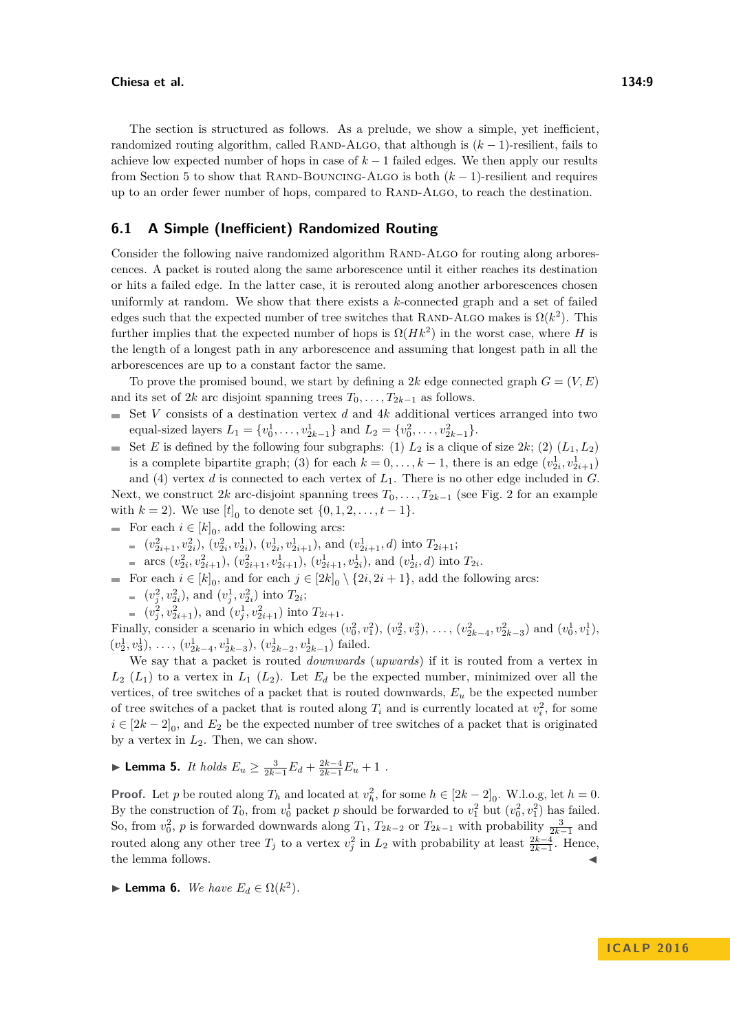The section is structured as follows. As a prelude, we show a simple, yet inefficient, randomized routing algorithm, called Rand-Algo, that although is $(k-1)$-resilient, fails to achieve low expected number of hops in case of $k-1$ failed edges. We then apply our results from Section 5 to show that Rand-Bouncing-Algo is both $(k-1)$-resilient and requires up to an order fewer number of hops, compared to Rand-Algo, to reach the destination.

## 6.1 A Simple (Inefficient) Randomized Routing

Consider the following naive randomized algorithm Rand-Algo for routing along arborescences. A packet is routed along the same arborescence until it either reaches its destination or hits a failed edge. In the latter case, it is rerouted along another arborescences chosen uniformly at random. We show that there exists a $k$-connected graph and a set of failed edges such that the expected number of tree switches that Rand-Algo makes is $\Omega(k^2)$. This further implies that the expected number of hops is $\Omega(Hk^2)$ in the worst case, where $H$ is the length of a longest path in any arborescence and assuming that longest path in all the arborescences are up to a constant factor the same.

To prove the promised bound, we start by defining a $2k$ edge connected graph $G = (V, E)$ and its set of $2k$ arc disjoint spanning trees $T_0, \ldots, T_{2k-1}$ as follows.

- Set $V$ consists of a destination vertex $d$ and $4k$ additional vertices arranged into two equal-sized layers $L_1 = \{v_0^1, \ldots, v_{2k-1}^1\}$ and $L_2 = \{v_0^2, \ldots, v_{2k-1}^2\}$.
- Set $E$ is defined by the following four subgraphs: (1) $L_2$ is a clique of size $2k$; (2) $(L_1, L_2)$ is a complete bipartite graph; (3) for each $k = 0, \ldots, k-1$, there is an edge $(v_{2i}^1, v_{2i+1}^1)$ and (4) vertex $d$ is connected to each vertex of $L_1$. There is no other edge included in $G$.

Next, we construct $2k$ arc-disjoint spanning trees $T_0, \ldots, T_{2k-1}$ (see Fig. 2 for an example with $k = 2$). We use $[t]_0$ to denote set $\{0, 1, 2, \ldots, t-1\}$.

- For each $i \in [k]_0$, add the following arcs:
  - $(v_{2i+1}^2, v_{2i}^2)$, $(v_{2i}^2, v_{2i}^1)$, $(v_{2i}^1, v_{2i+1}^1)$, and $(v_{2i+1}^1, d)$ into $T_{2i+1}$;
  - arcs $(v_{2i}^2, v_{2i+1}^2)$, $(v_{2i+1}^2, v_{2i+1}^1)$, $(v_{2i+1}^1, v_{2i}^1)$, and $(v_{2i}^1, d)$ into $T_{2i}$.
- For each $i \in [k]_0$, and for each $j \in [2k]_0 \setminus \{2i, 2i+1\}$, add the following arcs:
  - $(v_j^2, v_{2i}^2)$, and $(v_j^1, v_{2i}^2)$ into $T_{2i}$;
  - $(v_j^2, v_{2i+1}^2)$, and $(v_j^1, v_{2i+1}^2)$ into $T_{2i+1}$.

Finally, consider a scenario in which edges $(v_0^2, v_1^2)$, $(v_2^2, v_3^2)$, $\ldots$, $(v_{2k-4}^2, v_{2k-3}^2)$ and $(v_0^1, v_1^1)$, $(v_2^1, v_3^1)$, $\ldots$, $(v_{2k-4}^1, v_{2k-3}^1)$, $(v_{2k-2}^1, v_{2k-1}^1)$ failed.

We say that a packet is routed *downwards* (*upwards*) if it is routed from a vertex in $L_2$ ($L_1$) to a vertex in $L_1$ ($L_2$). Let $E_d$ be the expected number, minimized over all the vertices, of tree switches of a packet that is routed downwards, $E_u$ be the expected number of tree switches of a packet that is routed along $T_i$ and is currently located at $v_i^2$, for some $i \in [2k-2]_0$, and $E_2$ be the expected number of tree switches of a packet that is originated by a vertex in $L_2$. Then, we can show.

▶ **Lemma 5.** *It holds* $E_u \geq \frac{3}{2k-1} E_d + \frac{2k-4}{2k-1} E_u + 1$ *.*

**Proof.** Let $p$ be routed along $T_h$ and located at $v_h^2$, for some $h \in [2k-2]_0$. W.l.o.g, let $h = 0$. By the construction of $T_0$, from $v_0^1$ packet $p$ should be forwarded to $v_1^2$ but $(v_0^2, v_1^2)$ has failed. So, from $v_0^2$, $p$ is forwarded downwards along $T_1$, $T_{2k-2}$ or $T_{2k-1}$ with probability $\frac{3}{2k-1}$ and routed along any other tree $T_j$ to a vertex $v_j^2$ in $L_2$ with probability at least $\frac{2k-4}{2k-1}$. Hence, the lemma follows. ◀

▶ **Lemma 6.** *We have* $E_d \in \Omega(k^2)$.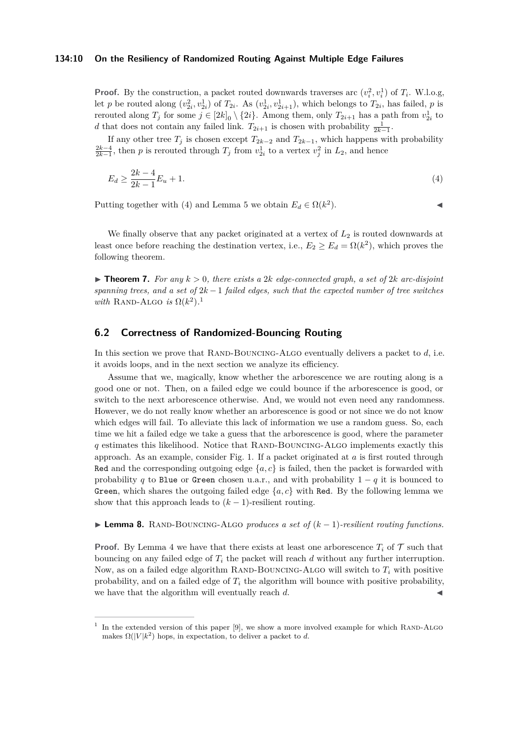**Proof.** By the construction, a packet routed downwards traverses arc $(v_i^2, v_i^1)$ of $T_i$. W.l.o.g, let $p$ be routed along $(v_{2i}^2, v_{2i}^1)$ of $T_{2i}$. As $(v_{2i}^1, v_{2i+1}^1)$, which belongs to $T_{2i}$, has failed, $p$ is rerouted along $T_j$ for some $j \in [2k]_0 \setminus \{2i\}$. Among them, only $T_{2i+1}$ has a path from $v_{2i}^1$ to $d$ that does not contain any failed link. $T_{2i+1}$ is chosen with probability $\frac{1}{2k-1}$.

If any other tree $T_j$ is chosen except $T_{2k-2}$ and $T_{2k-1}$, which happens with probability $\frac{2k-4}{2k-1}$, then $p$ is rerouted through $T_j$ from $v_{2i}^1$ to a vertex $v_j^2$ in $L_2$, and hence

$$E_d \geq \frac{2k-4}{2k-1} E_u + 1. \tag{4}$$

Putting together with (4) and Lemma 5 we obtain $E_d \in \Omega(k^2)$. ◀

We finally observe that any packet originated at a vertex of $L_2$ is routed downwards at least once before reaching the destination vertex, i.e., $E_2 \geq E_d = \Omega(k^2)$, which proves the following theorem.

▶ **Theorem 7.** *For any $k > 0$, there exists a $2k$ edge-connected graph, a set of $2k$ arc-disjoint spanning trees, and a set of $2k-1$ failed edges, such that the expected number of tree switches with* Rand-Algo *is $\Omega(k^2)$.*[1]

## 6.2 Correctness of Randomized-Bouncing Routing

In this section we prove that Rand-Bouncing-Algo eventually delivers a packet to $d$, i.e. it avoids loops, and in the next section we analyze its efficiency.

Assume that we, magically, know whether the arborescence we are routing along is a good one or not. Then, on a failed edge we could bounce if the arborescence is good, or switch to the next arborescence otherwise. And, we would not even need any randomness. However, we do not really know whether an arborescence is good or not since we do not know which edges will fail. To alleviate this lack of information we use a random guess. So, each time we hit a failed edge we take a guess that the arborescence is good, where the parameter $q$ estimates this likelihood. Notice that Rand-Bouncing-Algo implements exactly this approach. As an example, consider Fig. 1. If a packet originated at $a$ is first routed through Red and the corresponding outgoing edge $\{a, c\}$ is failed, then the packet is forwarded with probability $q$ to Blue or Green chosen u.a.r., and with probability $1-q$ it is bounced to Green, which shares the outgoing failed edge $\{a, c\}$ with Red. By the following lemma we show that this approach leads to $(k-1)$-resilient routing.

▶ **Lemma 8.** Rand-Bouncing-Algo *produces a set of $(k-1)$-resilient routing functions.*

**Proof.** By Lemma 4 we have that there exists at least one arborescence $T_i$ of $\mathcal{T}$ such that bouncing on any failed edge of $T_i$ the packet will reach $d$ without any further interruption. Now, as on a failed edge algorithm Rand-Bouncing-Algo will switch to $T_i$ with positive probability, and on a failed edge of $T_i$ the algorithm will bounce with positive probability, we have that the algorithm will eventually reach $d$. ◀

---

[1] In the extended version of this paper [9], we show a more involved example for which Rand-Algo makes $\Omega(|V|k^2)$ hops, in expectation, to deliver a packet to $d$.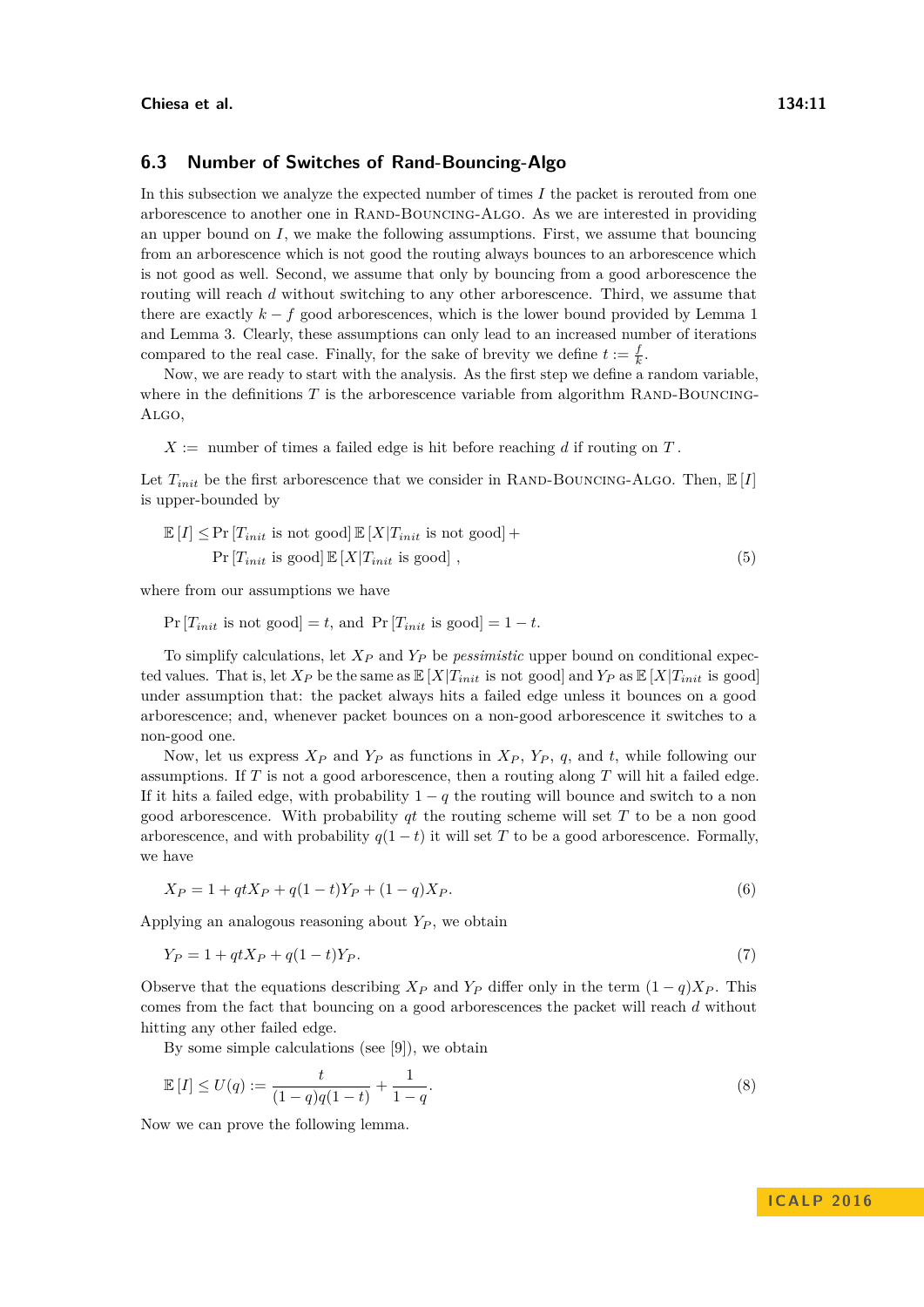### 6.3 Number of Switches of Rand-Bouncing-Algo

In this subsection we analyze the expected number of times $I$ the packet is rerouted from one arborescence to another one in Rand-Bouncing-Algo. As we are interested in providing an upper bound on $I$, we make the following assumptions. First, we assume that bouncing from an arborescence which is not good the routing always bounces to an arborescence which is not good as well. Second, we assume that only by bouncing from a good arborescence the routing will reach $d$ without switching to any other arborescence. Third, we assume that there are exactly $k - f$ good arborescences, which is the lower bound provided by Lemma 1 and Lemma 3. Clearly, these assumptions can only lead to an increased number of iterations compared to the real case. Finally, for the sake of brevity we define $t := \frac{f}{k}$.

Now, we are ready to start with the analysis. As the first step we define a random variable, where in the definitions $T$ is the arborescence variable from algorithm Rand-Bouncing-Algo,

$$X := \text{ number of times a failed edge is hit before reaching } d \text{ if routing on } T .$$

Let $T_{init}$ be the first arborescence that we consider in Rand-Bouncing-Algo. Then, $\mathbb{E}[I]$ is upper-bounded by

$$\mathbb{E}[I] \le \Pr[T_{init} \text{ is not good}]\, \mathbb{E}[X | T_{init} \text{ is not good}] + \Pr[T_{init} \text{ is good}]\, \mathbb{E}[X | T_{init} \text{ is good}] \ , \tag{5}$$

where from our assumptions we have

$$\Pr[T_{init} \text{ is not good}] = t, \text{ and } \Pr[T_{init} \text{ is good}] = 1 - t.$$

To simplify calculations, let $X_P$ and $Y_P$ be *pessimistic* upper bound on conditional expected values. That is, let $X_P$ be the same as $\mathbb{E}[X|T_{init} \text{ is not good}]$ and $Y_P$ as $\mathbb{E}[X|T_{init} \text{ is good}]$ under assumption that: the packet always hits a failed edge unless it bounces on a good arborescence; and, whenever packet bounces on a non-good arborescence it switches to a non-good one.

Now, let us express $X_P$ and $Y_P$ as functions in $X_P$, $Y_P$, $q$, and $t$, while following our assumptions. If $T$ is not a good arborescence, then a routing along $T$ will hit a failed edge. If it hits a failed edge, with probability $1 - q$ the routing will bounce and switch to a non good arborescence. With probability $qt$ the routing scheme will set $T$ to be a non good arborescence, and with probability $q(1 - t)$ it will set $T$ to be a good arborescence. Formally, we have

$$X_P = 1 + qtX_P + q(1 - t)Y_P + (1 - q)X_P. \tag{6}$$

Applying an analogous reasoning about $Y_P$, we obtain

$$Y_P = 1 + qtX_P + q(1 - t)Y_P. \tag{7}$$

Observe that the equations describing $X_P$ and $Y_P$ differ only in the term $(1 - q)X_P$. This comes from the fact that bouncing on a good arborescences the packet will reach $d$ without hitting any other failed edge.

By some simple calculations (see [9]), we obtain

$$\mathbb{E}[I] \le U(q) := \frac{t}{(1 - q)q(1 - t)} + \frac{1}{1 - q}. \tag{8}$$

Now we can prove the following lemma.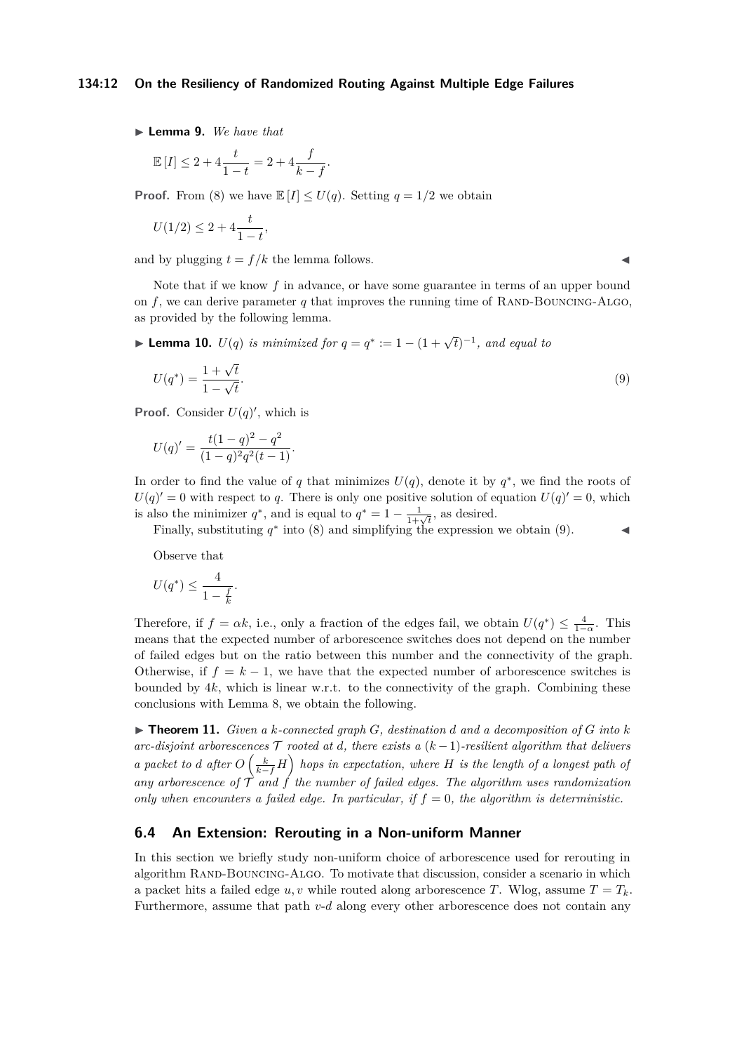▶ **Lemma 9.** *We have that*

$$\mathbb{E}[I] \leq 2 + 4\frac{t}{1-t} = 2 + 4\frac{f}{k-f}.$$

**Proof.** From (8) we have $\mathbb{E}[I] \leq U(q)$. Setting $q = 1/2$ we obtain

$$U(1/2) \leq 2 + 4\frac{t}{1-t},$$

and by plugging $t = f/k$ the lemma follows. ◀

Note that if we know $f$ in advance, or have some guarantee in terms of an upper bound on $f$, we can derive parameter $q$ that improves the running time of Rand-Bouncing-Algo, as provided by the following lemma.

▶ **Lemma 10.** *$U(q)$ is minimized for $q = q^* := 1 - (1 + \sqrt{t})^{-1}$, and equal to*

$$U(q^*) = \frac{1 + \sqrt{t}}{1 - \sqrt{t}}. \tag{9}$$

**Proof.** Consider $U(q)'$, which is

$$U(q)' = \frac{t(1-q)^2 - q^2}{(1-q)^2 q^2 (t-1)}.$$

In order to find the value of $q$ that minimizes $U(q)$, denote it by $q^*$, we find the roots of $U(q)' = 0$ with respect to $q$. There is only one positive solution of equation $U(q)' = 0$, which is also the minimizer $q^*$, and is equal to $q^* = 1 - \frac{1}{1+\sqrt{t}}$, as desired.

Finally, substituting $q^*$ into (8) and simplifying the expression we obtain (9). ◀

Observe that

$$U(q^*) \leq \frac{4}{1 - \frac{f}{k}}.$$

Therefore, if $f = \alpha k$, i.e., only a fraction of the edges fail, we obtain $U(q^*) \leq \frac{4}{1-\alpha}$. This means that the expected number of arborescence switches does not depend on the number of failed edges but on the ratio between this number and the connectivity of the graph. Otherwise, if $f = k - 1$, we have that the expected number of arborescence switches is bounded by $4k$, which is linear w.r.t. to the connectivity of the graph. Combining these conclusions with Lemma 8, we obtain the following.

▶ **Theorem 11.** *Given a $k$-connected graph $G$, destination $d$ and a decomposition of $G$ into $k$ arc-disjoint arborescences $\mathcal{T}$ rooted at $d$, there exists a $(k-1)$-resilient algorithm that delivers a packet to $d$ after $O\left(\frac{k}{k-f}H\right)$ hops in expectation, where $H$ is the length of a longest path of any arborescence of $\mathcal{T}$ and $f$ the number of failed edges. The algorithm uses randomization only when encounters a failed edge. In particular, if $f = 0$, the algorithm is deterministic.*

## 6.4 An Extension: Rerouting in a Non-uniform Manner

In this section we briefly study non-uniform choice of arborescence used for rerouting in algorithm Rand-Bouncing-Algo. To motivate that discussion, consider a scenario in which a packet hits a failed edge $u, v$ while routed along arborescence $T$. Wlog, assume $T = T_k$. Furthermore, assume that path $v$-$d$ along every other arborescence does not contain any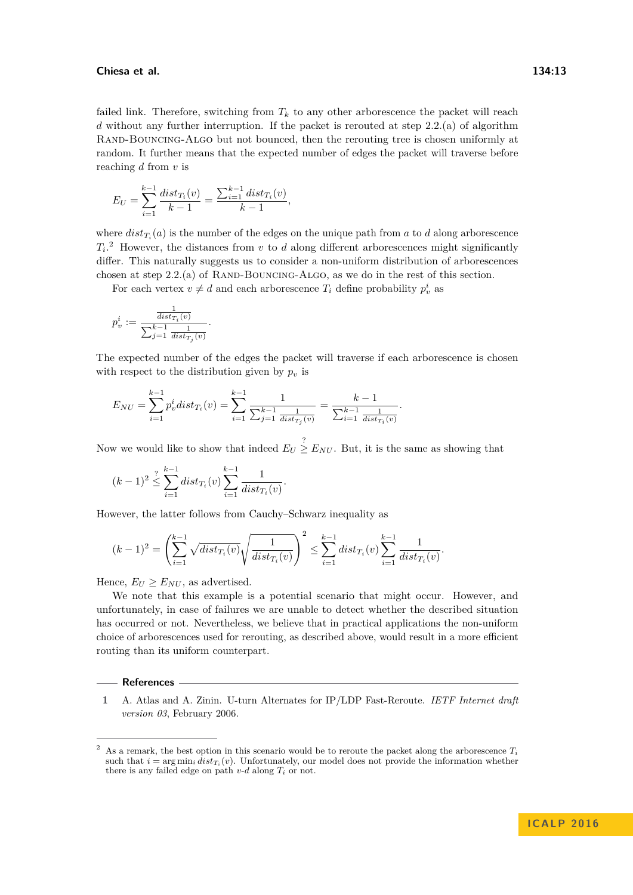failed link. Therefore, switching from $T_k$ to any other arborescence the packet will reach $d$ without any further interruption. If the packet is rerouted at step 2.2.(a) of algorithm Rand-Bouncing-Algo but not bounced, then the rerouting tree is chosen uniformly at random. It further means that the expected number of edges the packet will traverse before reaching $d$ from $v$ is

$$E_U = \sum_{i=1}^{k-1} \frac{dist_{T_i}(v)}{k-1} = \frac{\sum_{i=1}^{k-1} dist_{T_i}(v)}{k-1},$$

where $dist_{T_i}(a)$ is the number of the edges on the unique path from $a$ to $d$ along arborescence $T_i$.[2] However, the distances from $v$ to $d$ along different arborescences might significantly differ. This naturally suggests us to consider a non-uniform distribution of arborescences chosen at step 2.2.(a) of Rand-Bouncing-Algo, as we do in the rest of this section.

For each vertex $v \neq d$ and each arborescence $T_i$ define probability $p_v^i$ as

$$p_v^i := \frac{\frac{1}{dist_{T_i}(v)}}{\sum_{j=1}^{k-1} \frac{1}{dist_{T_j}(v)}}.$$

The expected number of the edges the packet will traverse if each arborescence is chosen with respect to the distribution given by $p_v$ is

$$E_{NU} = \sum_{i=1}^{k-1} p_v^i dist_{T_i}(v) = \sum_{i=1}^{k-1} \frac{1}{\sum_{j=1}^{k-1} \frac{1}{dist_{T_j}(v)}} = \frac{k-1}{\sum_{i=1}^{k-1} \frac{1}{dist_{T_i}(v)}}.$$

Now we would like to show that indeed $E_U \overset{?}{\geq} E_{NU}$. But, it is the same as showing that

$$(k-1)^2 \overset{?}{\leq} \sum_{i=1}^{k-1} dist_{T_i}(v) \sum_{i=1}^{k-1} \frac{1}{dist_{T_i}(v)}.$$

However, the latter follows from Cauchy–Schwarz inequality as

$$(k-1)^2 = \left( \sum_{i=1}^{k-1} \sqrt{dist_{T_i}(v)} \sqrt{\frac{1}{dist_{T_i}(v)}} \right)^2 \leq \sum_{i=1}^{k-1} dist_{T_i}(v) \sum_{i=1}^{k-1} \frac{1}{dist_{T_i}(v)}.$$

Hence, $E_U \geq E_{NU}$, as advertised.

We note that this example is a potential scenario that might occur. However, and unfortunately, in case of failures we are unable to detect whether the described situation has occurred or not. Nevertheless, we believe that in practical applications the non-uniform choice of arborescences used for rerouting, as described above, would result in a more efficient routing than its uniform counterpart.

## References

1 A. Atlas and A. Zinin. U-turn Alternates for IP/LDP Fast-Reroute. *IETF Internet draft version 03*, February 2006.

---

[2] As a remark, the best option in this scenario would be to reroute the packet along the arborescence $T_i$ such that $i = \arg\min_i dist_{T_i}(v)$. Unfortunately, our model does not provide the information whether there is any failed edge on path $v$-$d$ along $T_i$ or not.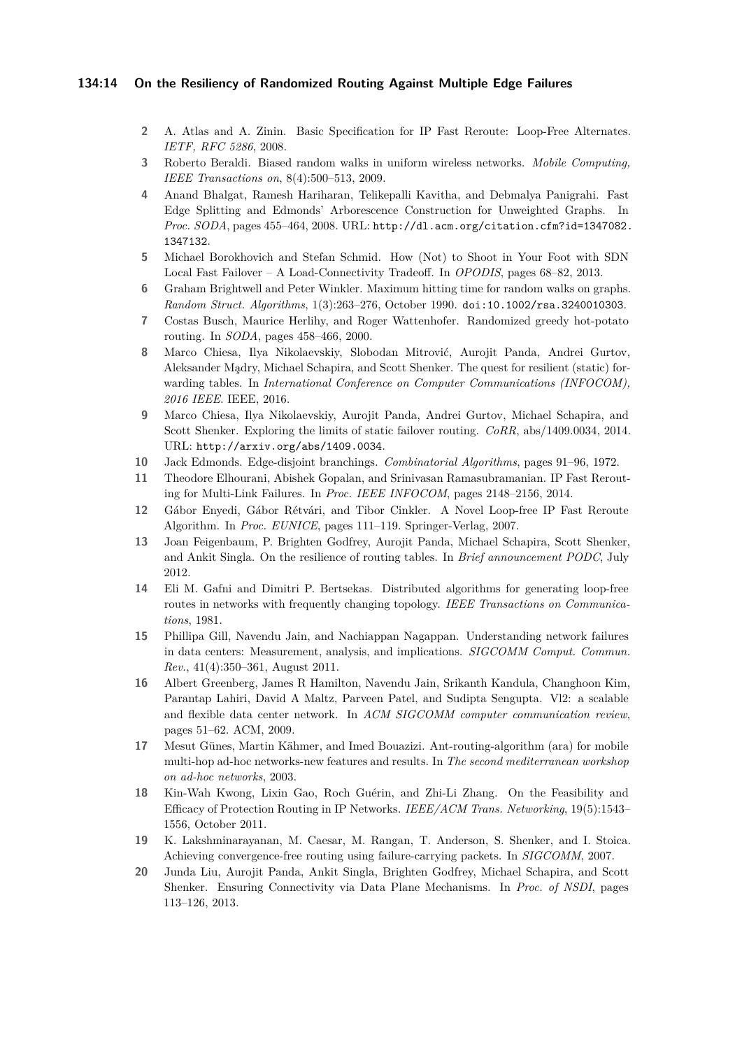2 A. Atlas and A. Zinin. Basic Specification for IP Fast Reroute: Loop-Free Alternates. *IETF, RFC 5286*, 2008.

3 Roberto Beraldi. Biased random walks in uniform wireless networks. *Mobile Computing, IEEE Transactions on*, 8(4):500–513, 2009.

4 Anand Bhalgat, Ramesh Hariharan, Telikepalli Kavitha, and Debmalya Panigrahi. Fast Edge Splitting and Edmonds' Arborescence Construction for Unweighted Graphs. In *Proc. SODA*, pages 455–464, 2008. URL: http://dl.acm.org/citation.cfm?id=1347082.1347132.

5 Michael Borokhovich and Stefan Schmid. How (Not) to Shoot in Your Foot with SDN Local Fast Failover – A Load-Connectivity Tradeoff. In *OPODIS*, pages 68–82, 2013.

6 Graham Brightwell and Peter Winkler. Maximum hitting time for random walks on graphs. *Random Struct. Algorithms*, 1(3):263–276, October 1990. doi:10.1002/rsa.3240010303.

7 Costas Busch, Maurice Herlihy, and Roger Wattenhofer. Randomized greedy hot-potato routing. In *SODA*, pages 458–466, 2000.

8 Marco Chiesa, Ilya Nikolaevskiy, Slobodan Mitrović, Aurojit Panda, Andrei Gurtov, Aleksander Mądry, Michael Schapira, and Scott Shenker. The quest for resilient (static) forwarding tables. In *International Conference on Computer Communications (INFOCOM), 2016 IEEE*. IEEE, 2016.

9 Marco Chiesa, Ilya Nikolaevskiy, Aurojit Panda, Andrei Gurtov, Michael Schapira, and Scott Shenker. Exploring the limits of static failover routing. *CoRR*, abs/1409.0034, 2014. URL: http://arxiv.org/abs/1409.0034.

10 Jack Edmonds. Edge-disjoint branchings. *Combinatorial Algorithms*, pages 91–96, 1972.

11 Theodore Elhourani, Abishek Gopalan, and Srinivasan Ramasubramanian. IP Fast Rerouting for Multi-Link Failures. In *Proc. IEEE INFOCOM*, pages 2148–2156, 2014.

12 Gábor Enyedi, Gábor Rétvári, and Tibor Cinkler. A Novel Loop-free IP Fast Reroute Algorithm. In *Proc. EUNICE*, pages 111–119. Springer-Verlag, 2007.

13 Joan Feigenbaum, P. Brighten Godfrey, Aurojit Panda, Michael Schapira, Scott Shenker, and Ankit Singla. On the resilience of routing tables. In *Brief announcement PODC*, July 2012.

14 Eli M. Gafni and Dimitri P. Bertsekas. Distributed algorithms for generating loop-free routes in networks with frequently changing topology. *IEEE Transactions on Communications*, 1981.

15 Phillipa Gill, Navendu Jain, and Nachiappan Nagappan. Understanding network failures in data centers: Measurement, analysis, and implications. *SIGCOMM Comput. Commun. Rev.*, 41(4):350–361, August 2011.

16 Albert Greenberg, James R Hamilton, Navendu Jain, Srikanth Kandula, Changhoon Kim, Parantap Lahiri, David A Maltz, Parveen Patel, and Sudipta Sengupta. Vl2: a scalable and flexible data center network. In *ACM SIGCOMM computer communication review*, pages 51–62. ACM, 2009.

17 Mesut Günes, Martin Kähmer, and Imed Bouazizi. Ant-routing-algorithm (ara) for mobile multi-hop ad-hoc networks-new features and results. In *The second mediterranean workshop on ad-hoc networks*, 2003.

18 Kin-Wah Kwong, Lixin Gao, Roch Guérin, and Zhi-Li Zhang. On the Feasibility and Efficacy of Protection Routing in IP Networks. *IEEE/ACM Trans. Networking*, 19(5):1543–1556, October 2011.

19 K. Lakshminarayanan, M. Caesar, M. Rangan, T. Anderson, S. Shenker, and I. Stoica. Achieving convergence-free routing using failure-carrying packets. In *SIGCOMM*, 2007.

20 Junda Liu, Aurojit Panda, Ankit Singla, Brighten Godfrey, Michael Schapira, and Scott Shenker. Ensuring Connectivity via Data Plane Mechanisms. In *Proc. of NSDI*, pages 113–126, 2013.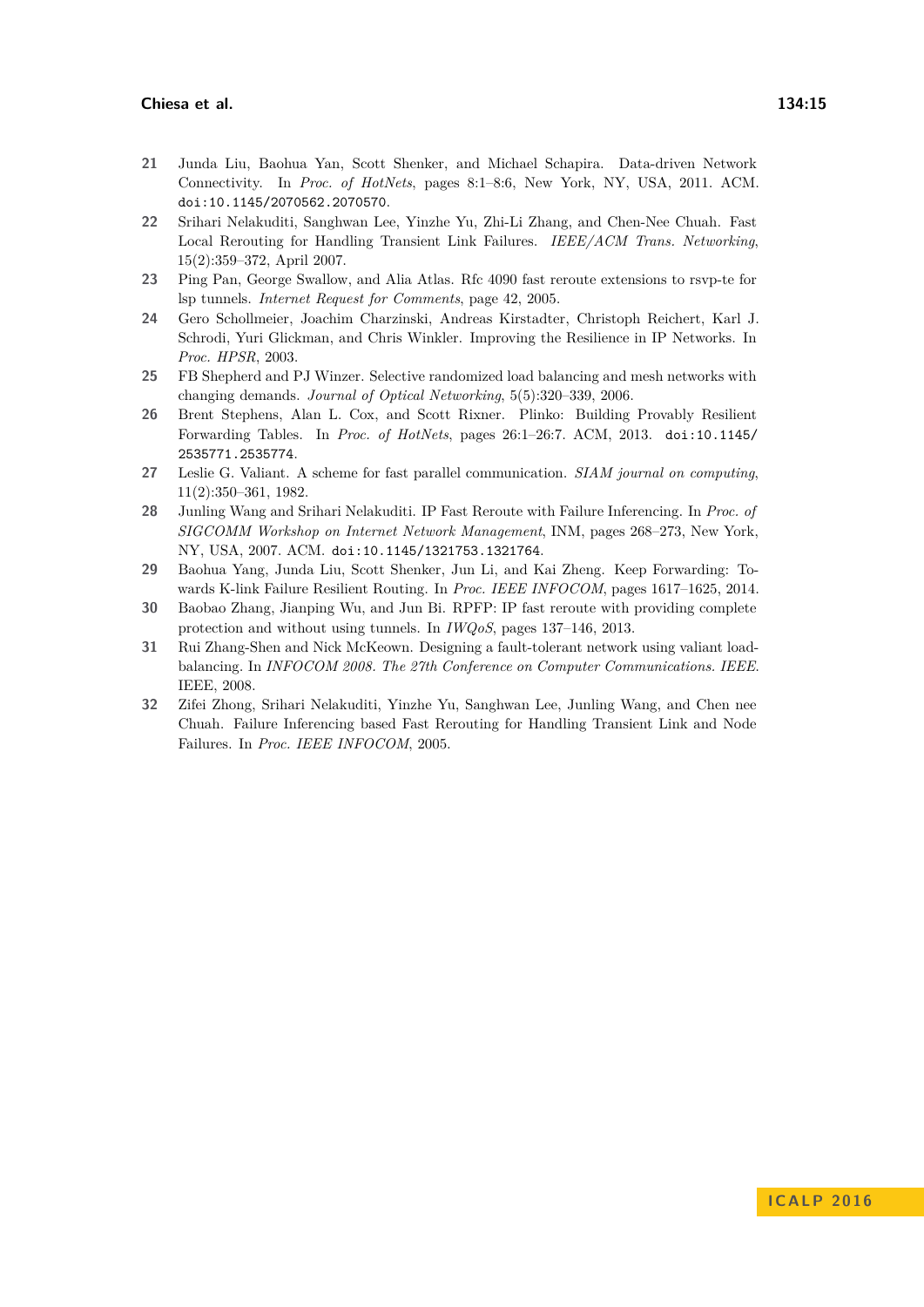21 Junda Liu, Baohua Yan, Scott Shenker, and Michael Schapira. Data-driven Network Connectivity. In *Proc. of HotNets*, pages 8:1–8:6, New York, NY, USA, 2011. ACM. doi:10.1145/2070562.2070570.

22 Srihari Nelakuditi, Sanghwan Lee, Yinzhe Yu, Zhi-Li Zhang, and Chen-Nee Chuah. Fast Local Rerouting for Handling Transient Link Failures. *IEEE/ACM Trans. Networking*, 15(2):359–372, April 2007.

23 Ping Pan, George Swallow, and Alia Atlas. Rfc 4090 fast reroute extensions to rsvp-te for lsp tunnels. *Internet Request for Comments*, page 42, 2005.

24 Gero Schollmeier, Joachim Charzinski, Andreas Kirstadter, Christoph Reichert, Karl J. Schrodi, Yuri Glickman, and Chris Winkler. Improving the Resilience in IP Networks. In *Proc. HPSR*, 2003.

25 FB Shepherd and PJ Winzer. Selective randomized load balancing and mesh networks with changing demands. *Journal of Optical Networking*, 5(5):320–339, 2006.

26 Brent Stephens, Alan L. Cox, and Scott Rixner. Plinko: Building Provably Resilient Forwarding Tables. In *Proc. of HotNets*, pages 26:1–26:7. ACM, 2013. doi:10.1145/2535771.2535774.

27 Leslie G. Valiant. A scheme for fast parallel communication. *SIAM journal on computing*, 11(2):350–361, 1982.

28 Junling Wang and Srihari Nelakuditi. IP Fast Reroute with Failure Inferencing. In *Proc. of SIGCOMM Workshop on Internet Network Management*, INM, pages 268–273, New York, NY, USA, 2007. ACM. doi:10.1145/1321753.1321764.

29 Baohua Yang, Junda Liu, Scott Shenker, Jun Li, and Kai Zheng. Keep Forwarding: Towards K-link Failure Resilient Routing. In *Proc. IEEE INFOCOM*, pages 1617–1625, 2014.

30 Baobao Zhang, Jianping Wu, and Jun Bi. RPFP: IP fast reroute with providing complete protection and without using tunnels. In *IWQoS*, pages 137–146, 2013.

31 Rui Zhang-Shen and Nick McKeown. Designing a fault-tolerant network using valiant load-balancing. In *INFOCOM 2008. The 27th Conference on Computer Communications. IEEE*. IEEE, 2008.

32 Zifei Zhong, Srihari Nelakuditi, Yinzhe Yu, Sanghwan Lee, Junling Wang, and Chen nee Chuah. Failure Inferencing based Fast Rerouting for Handling Transient Link and Node Failures. In *Proc. IEEE INFOCOM*, 2005.